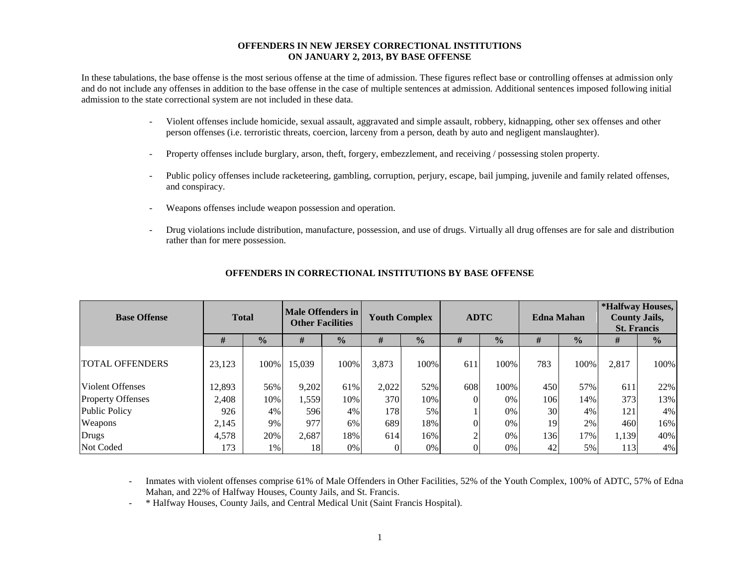# OFFENDERS IN NEW JERSEY CORRECTIONAL INSTITUTIONS ON JANUARY 2, 2013, BY BASE OFFENSE

In these tabulations, the base offense is the most serious offense at the time of admission. These figures reflect base or controlling offenses at admission only and do not include any offenses in addition to the base offense in the case of multiple sentences at admission. Additional sentences imposed following initial admission to the state correctional system are not included in these data.

- Violent offenses include homicide, sexual assault, aggravated and simple assault, robbery, kidnapping, other sex offenses and other person offenses (i.e. terroristic threats, coercion, larceny from a person, death by auto and negligent manslaughter).
- Property offenses include burglary, arson, theft, forgery, embezzlement, and receiving / possessing stolen property.
- Public policy offenses include racketeering, gambling, corruption, perjury, escape, bail jumping, juvenile and family related offenses, and conspiracy.
- Weapons offenses include weapon possession and operation.
- Drug violations include distribution, manufacture, possession, and use of drugs. Virtually all drug offenses are for sale and distribution rather than for mere possession.

## OFFENDERS IN CORRECTIONAL INSTITUTIONS BY BASE OFFENSE

| Base Offense | Total | | Male Offenders in Other Facilities | | Youth Complex | | ADTC | | Edna Mahan | | *Halfway Houses, County Jails, St. Francis | |
|---|---|---|---|---|---|---|---|---|---|---|---|---|
| | # | % | # | % | # | % | # | % | # | % | # | % |
| TOTAL OFFENDERS | 23,123 | 100% | 15,039 | 100% | 3,873 | 100% | 611 | 100% | 783 | 100% | 2,817 | 100% |
| Violent Offenses | 12,893 | 56% | 9,202 | 61% | 2,022 | 52% | 608 | 100% | 450 | 57% | 611 | 22% |
| Property Offenses | 2,408 | 10% | 1,559 | 10% | 370 | 10% | 0 | 0% | 106 | 14% | 373 | 13% |
| Public Policy | 926 | 4% | 596 | 4% | 178 | 5% | 1 | 0% | 30 | 4% | 121 | 4% |
| Weapons | 2,145 | 9% | 977 | 6% | 689 | 18% | 0 | 0% | 19 | 2% | 460 | 16% |
| Drugs | 4,578 | 20% | 2,687 | 18% | 614 | 16% | 2 | 0% | 136 | 17% | 1,139 | 40% |
| Not Coded | 173 | 1% | 18 | 0% | 0 | 0% | 0 | 0% | 42 | 5% | 113 | 4% |

- Inmates with violent offenses comprise 61% of Male Offenders in Other Facilities, 52% of the Youth Complex, 100% of ADTC, 57% of Edna Mahan, and 22% of Halfway Houses, County Jails, and St. Francis.
- * Halfway Houses, County Jails, and Central Medical Unit (Saint Francis Hospital).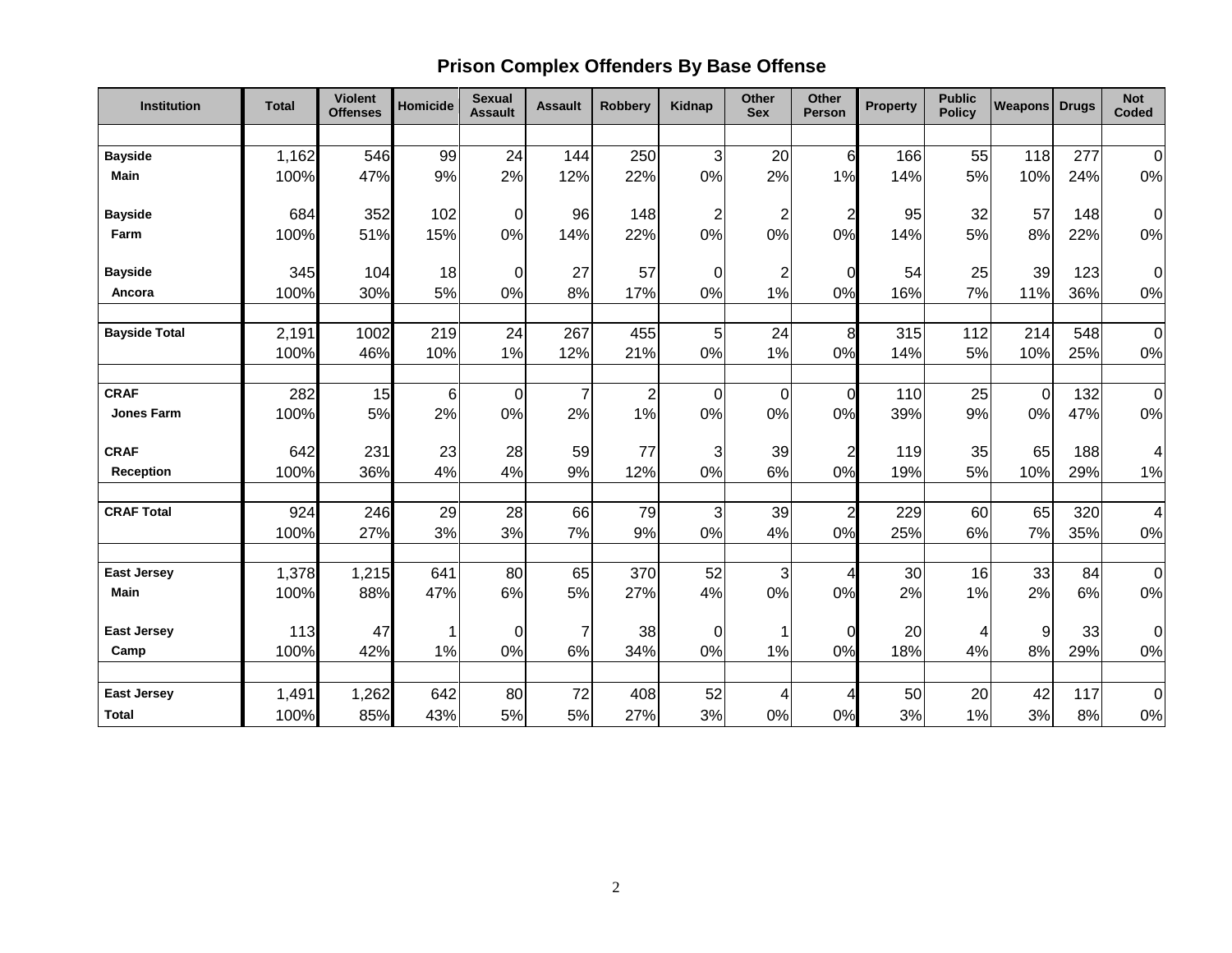## Prison Complex Offenders By Base Offense

| Institution | Total | Violent Offenses | Homicide | Sexual Assault | Assault | Robbery | Kidnap | Other Sex | Other Person | Property | Public Policy | Weapons | Drugs | Not Coded |
|---|---|---|---|---|---|---|---|---|---|---|---|---|---|---|
| **Bayside Main** | 1,162 | 546 | 99 | 24 | 144 | 250 | 3 | 20 | 6 | 166 | 55 | 118 | 277 | 0 |
| | 100% | 47% | 9% | 2% | 12% | 22% | 0% | 2% | 1% | 14% | 5% | 10% | 24% | 0% |
| **Bayside Farm** | 684 | 352 | 102 | 0 | 96 | 148 | 2 | 2 | 2 | 95 | 32 | 57 | 148 | 0 |
| | 100% | 51% | 15% | 0% | 14% | 22% | 0% | 0% | 0% | 14% | 5% | 8% | 22% | 0% |
| **Bayside Ancora** | 345 | 104 | 18 | 0 | 27 | 57 | 0 | 2 | 0 | 54 | 25 | 39 | 123 | 0 |
| | 100% | 30% | 5% | 0% | 8% | 17% | 0% | 1% | 0% | 16% | 7% | 11% | 36% | 0% |
| **Bayside Total** | 2,191 | 1002 | 219 | 24 | 267 | 455 | 5 | 24 | 8 | 315 | 112 | 214 | 548 | 0 |
| | 100% | 46% | 10% | 1% | 12% | 21% | 0% | 1% | 0% | 14% | 5% | 10% | 25% | 0% |
| **CRAF Jones Farm** | 282 | 15 | 6 | 0 | 7 | 2 | 0 | 0 | 0 | 110 | 25 | 0 | 132 | 0 |
| | 100% | 5% | 2% | 0% | 2% | 1% | 0% | 0% | 0% | 39% | 9% | 0% | 47% | 0% |
| **CRAF Reception** | 642 | 231 | 23 | 28 | 59 | 77 | 3 | 39 | 2 | 119 | 35 | 65 | 188 | 4 |
| | 100% | 36% | 4% | 4% | 9% | 12% | 0% | 6% | 0% | 19% | 5% | 10% | 29% | 1% |
| **CRAF Total** | 924 | 246 | 29 | 28 | 66 | 79 | 3 | 39 | 2 | 229 | 60 | 65 | 320 | 4 |
| | 100% | 27% | 3% | 3% | 7% | 9% | 0% | 4% | 0% | 25% | 6% | 7% | 35% | 0% |
| **East Jersey Main** | 1,378 | 1,215 | 641 | 80 | 65 | 370 | 52 | 3 | 4 | 30 | 16 | 33 | 84 | 0 |
| | 100% | 88% | 47% | 6% | 5% | 27% | 4% | 0% | 0% | 2% | 1% | 2% | 6% | 0% |
| **East Jersey Camp** | 113 | 47 | 1 | 0 | 7 | 38 | 0 | 1 | 0 | 20 | 4 | 9 | 33 | 0 |
| | 100% | 42% | 1% | 0% | 6% | 34% | 0% | 1% | 0% | 18% | 4% | 8% | 29% | 0% |
| **East Jersey Total** | 1,491 | 1,262 | 642 | 80 | 72 | 408 | 52 | 4 | 4 | 50 | 20 | 42 | 117 | 0 |
| | 100% | 85% | 43% | 5% | 5% | 27% | 3% | 0% | 0% | 3% | 1% | 3% | 8% | 0% |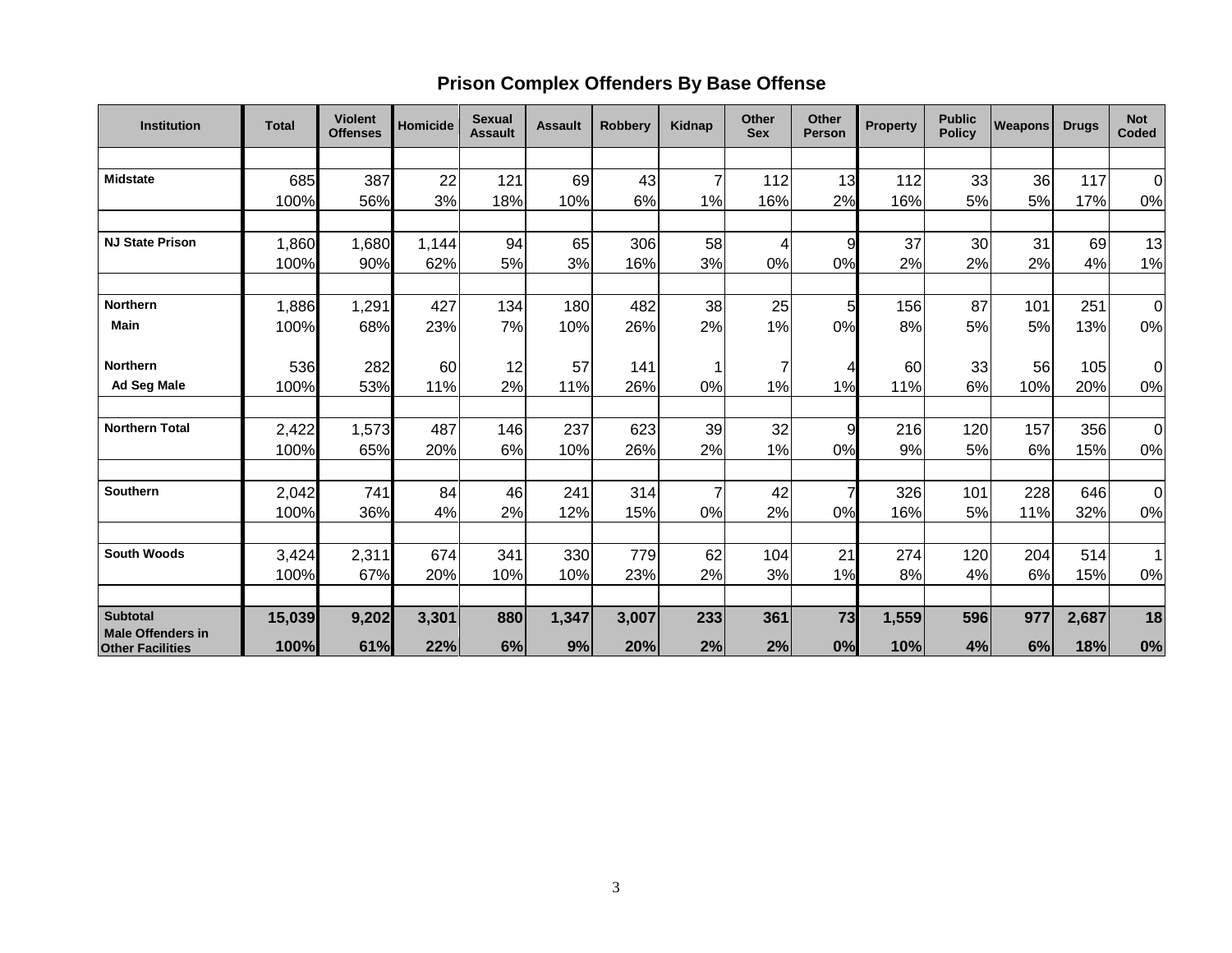## Prison Complex Offenders By Base Offense

| Institution | Total | Violent Offenses | Homicide | Sexual Assault | Assault | Robbery | Kidnap | Other Sex | Other Person | Property | Public Policy | Weapons | Drugs | Not Coded |
|---|---|---|---|---|---|---|---|---|---|---|---|---|---|---|
| **Midstate** | 685 | 387 | 22 | 121 | 69 | 43 | 7 | 112 | 13 | 112 | 33 | 36 | 117 | 0 |
| | 100% | 56% | 3% | 18% | 10% | 6% | 1% | 16% | 2% | 16% | 5% | 5% | 17% | 0% |
| **NJ State Prison** | 1,860 | 1,680 | 1,144 | 94 | 65 | 306 | 58 | 4 | 9 | 37 | 30 | 31 | 69 | 13 |
| | 100% | 90% | 62% | 5% | 3% | 16% | 3% | 0% | 0% | 2% | 2% | 2% | 4% | 1% |
| **Northern Main** | 1,886 | 1,291 | 427 | 134 | 180 | 482 | 38 | 25 | 5 | 156 | 87 | 101 | 251 | 0 |
| | 100% | 68% | 23% | 7% | 10% | 26% | 2% | 1% | 0% | 8% | 5% | 5% | 13% | 0% |
| **Northern Ad Seg Male** | 536 | 282 | 60 | 12 | 57 | 141 | 1 | 7 | 4 | 60 | 33 | 56 | 105 | 0 |
| | 100% | 53% | 11% | 2% | 11% | 26% | 0% | 1% | 1% | 11% | 6% | 10% | 20% | 0% |
| **Northern Total** | 2,422 | 1,573 | 487 | 146 | 237 | 623 | 39 | 32 | 9 | 216 | 120 | 157 | 356 | 0 |
| | 100% | 65% | 20% | 6% | 10% | 26% | 2% | 1% | 0% | 9% | 5% | 6% | 15% | 0% |
| **Southern** | 2,042 | 741 | 84 | 46 | 241 | 314 | 7 | 42 | 7 | 326 | 101 | 228 | 646 | 0 |
| | 100% | 36% | 4% | 2% | 12% | 15% | 0% | 2% | 0% | 16% | 5% | 11% | 32% | 0% |
| **South Woods** | 3,424 | 2,311 | 674 | 341 | 330 | 779 | 62 | 104 | 21 | 274 | 120 | 204 | 514 | 1 |
| | 100% | 67% | 20% | 10% | 10% | 23% | 2% | 3% | 1% | 8% | 4% | 6% | 15% | 0% |
| **Subtotal Male Offenders in Other Facilities** | **15,039** | **9,202** | **3,301** | **880** | **1,347** | **3,007** | **233** | **361** | **73** | **1,559** | **596** | **977** | **2,687** | **18** |
| | **100%** | **61%** | **22%** | **6%** | **9%** | **20%** | **2%** | **2%** | **0%** | **10%** | **4%** | **6%** | **18%** | **0%** |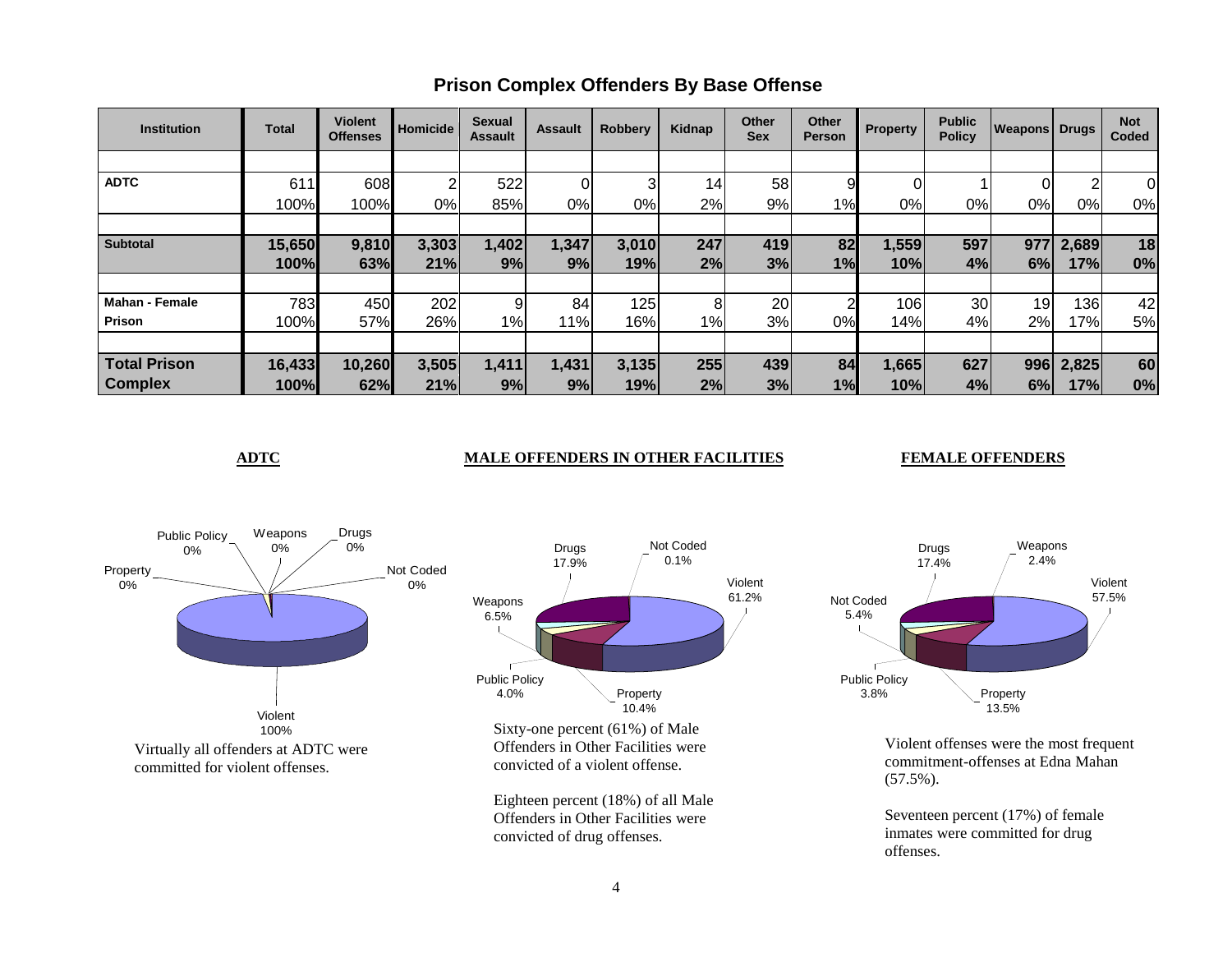## Prison Complex Offenders By Base Offense

| Institution | Total | Violent Offenses | Homicide | Sexual Assault | Assault | Robbery | Kidnap | Other Sex | Other Person | Property | Public Policy | Weapons | Drugs | Not Coded |
|---|---|---|---|---|---|---|---|---|---|---|---|---|---|---|
| **ADTC** | 611 | 608 | 2 | 522 | 0 | 3 | 14 | 58 | 9 | 0 | 1 | 0 | 2 | 0 |
| | 100% | 100% | 0% | 85% | 0% | 0% | 2% | 9% | 1% | 0% | 0% | 0% | 0% | 0% |
| **Subtotal** | **15,650** | **9,810** | **3,303** | **1,402** | **1,347** | **3,010** | **247** | **419** | **82** | **1,559** | **597** | **977** | **2,689** | **18** |
| | **100%** | **63%** | **21%** | **9%** | **9%** | **19%** | **2%** | **3%** | **1%** | **10%** | **4%** | **6%** | **17%** | **0%** |
| **Mahan - Female Prison** | 783 | 450 | 202 | 9 | 84 | 125 | 8 | 20 | 2 | 106 | 30 | 19 | 136 | 42 |
| | 100% | 57% | 26% | 1% | 11% | 16% | 1% | 3% | 0% | 14% | 4% | 2% | 17% | 5% |
| **Total Prison Complex** | **16,433** | **10,260** | **3,505** | **1,411** | **1,431** | **3,135** | **255** | **439** | **84** | **1,665** | **627** | **996** | **2,825** | **60** |
| | **100%** | **62%** | **21%** | **9%** | **9%** | **19%** | **2%** | **3%** | **1%** | **10%** | **4%** | **6%** | **17%** | **0%** |

**ADTC**

Virtually all offenders at ADTC were committed for violent offenses.

**MALE OFFENDERS IN OTHER FACILITIES**

Sixty-one percent (61%) of Male Offenders in Other Facilities were convicted of a violent offense.

Eighteen percent (18%) of all Male Offenders in Other Facilities were convicted of drug offenses.

**FEMALE OFFENDERS**

Violent offenses were the most frequent commitment-offenses at Edna Mahan (57.5%).

Seventeen percent (17%) of female inmates were committed for drug offenses.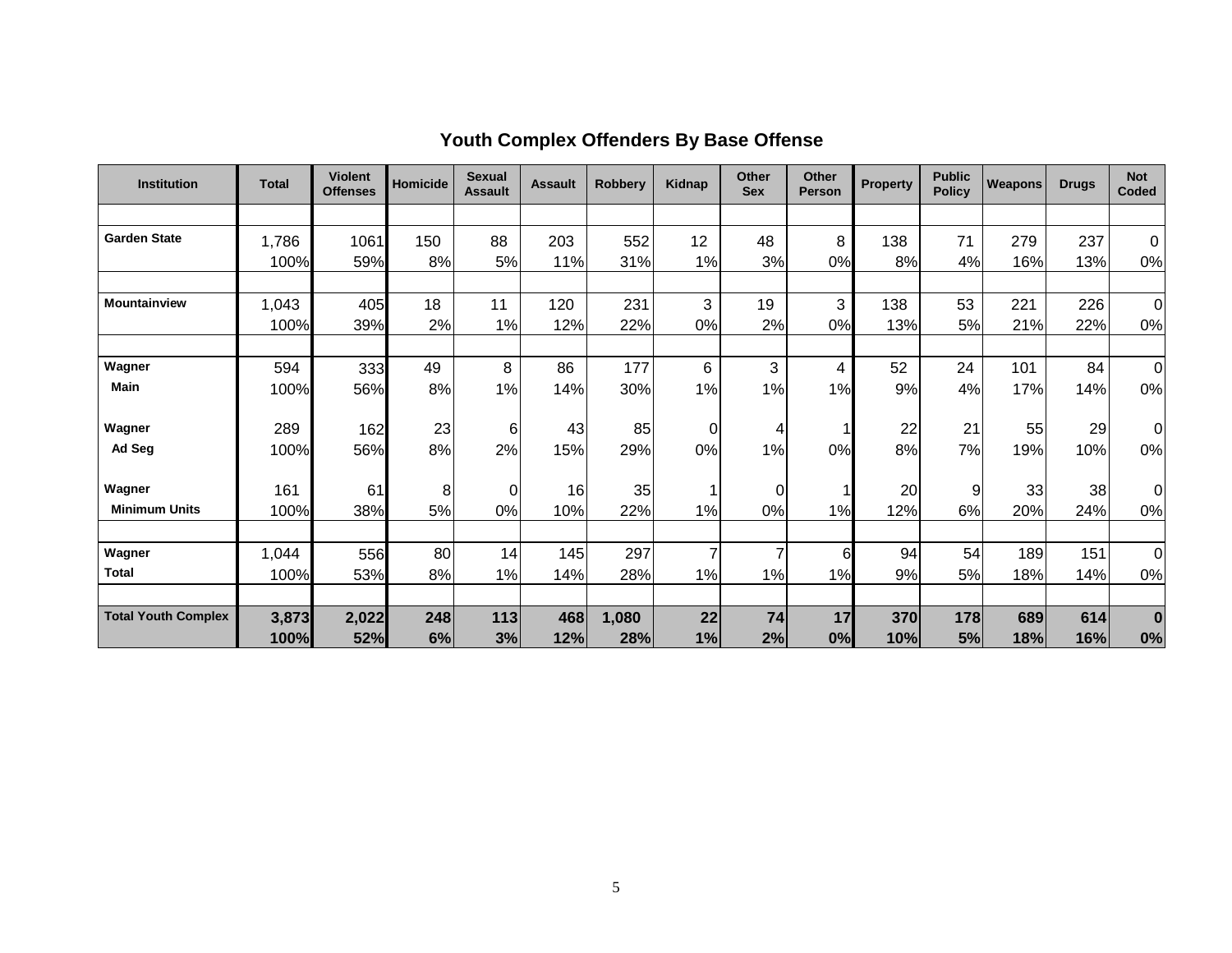## Youth Complex Offenders By Base Offense

| Institution | Total | Violent Offenses | Homicide | Sexual Assault | Assault | Robbery | Kidnap | Other Sex | Other Person | Property | Public Policy | Weapons | Drugs | Not Coded |
|---|---|---|---|---|---|---|---|---|---|---|---|---|---|---|
| **Garden State** | 1,786 | 1061 | 150 | 88 | 203 | 552 | 12 | 48 | 8 | 138 | 71 | 279 | 237 | 0 |
| | 100% | 59% | 8% | 5% | 11% | 31% | 1% | 3% | 0% | 8% | 4% | 16% | 13% | 0% |
| **Mountainview** | 1,043 | 405 | 18 | 11 | 120 | 231 | 3 | 19 | 3 | 138 | 53 | 221 | 226 | 0 |
| | 100% | 39% | 2% | 1% | 12% | 22% | 0% | 2% | 0% | 13% | 5% | 21% | 22% | 0% |
| **Wagner Main** | 594 | 333 | 49 | 8 | 86 | 177 | 6 | 3 | 4 | 52 | 24 | 101 | 84 | 0 |
| | 100% | 56% | 8% | 1% | 14% | 30% | 1% | 1% | 1% | 9% | 4% | 17% | 14% | 0% |
| **Wagner Ad Seg** | 289 | 162 | 23 | 6 | 43 | 85 | 0 | 4 | 1 | 22 | 21 | 55 | 29 | 0 |
| | 100% | 56% | 8% | 2% | 15% | 29% | 0% | 1% | 0% | 8% | 7% | 19% | 10% | 0% |
| **Wagner Minimum Units** | 161 | 61 | 8 | 0 | 16 | 35 | 1 | 0 | 1 | 20 | 9 | 33 | 38 | 0 |
| | 100% | 38% | 5% | 0% | 10% | 22% | 1% | 0% | 1% | 12% | 6% | 20% | 24% | 0% |
| **Wagner Total** | 1,044 | 556 | 80 | 14 | 145 | 297 | 7 | 7 | 6 | 94 | 54 | 189 | 151 | 0 |
| | 100% | 53% | 8% | 1% | 14% | 28% | 1% | 1% | 1% | 9% | 5% | 18% | 14% | 0% |
| **Total Youth Complex** | **3,873** | **2,022** | **248** | **113** | **468** | **1,080** | **22** | **74** | **17** | **370** | **178** | **689** | **614** | **0** |
| | **100%** | **52%** | **6%** | **3%** | **12%** | **28%** | **1%** | **2%** | **0%** | **10%** | **5%** | **18%** | **16%** | **0%** |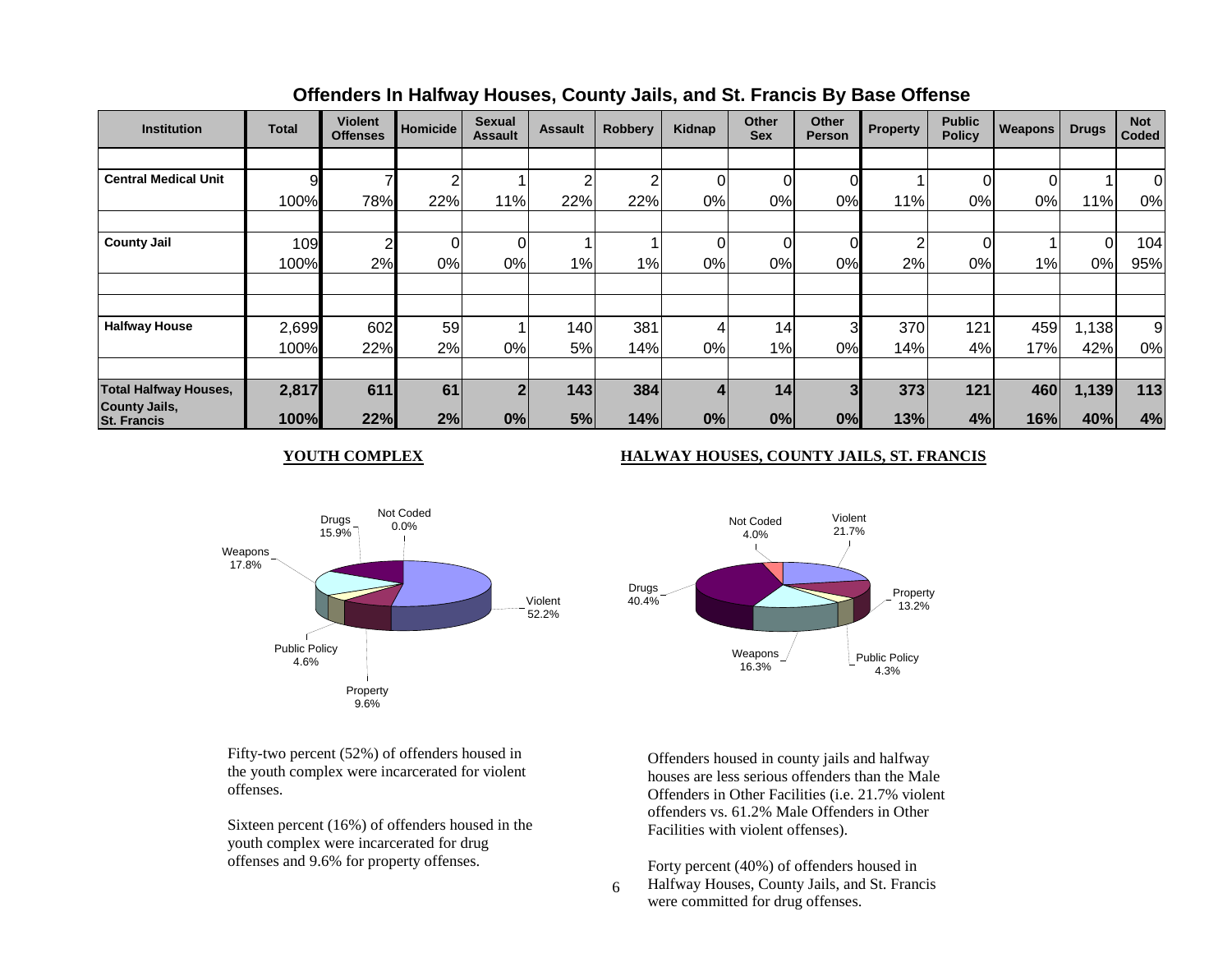## Offenders In Halfway Houses, County Jails, and St. Francis By Base Offense

| Institution | Total | Violent Offenses | Homicide | Sexual Assault | Assault | Robbery | Kidnap | Other Sex | Other Person | Property | Public Policy | Weapons | Drugs | Not Coded |
|---|---|---|---|---|---|---|---|---|---|---|---|---|---|---|
| Central Medical Unit | 9 | 7 | 2 | 1 | 2 | 2 | 0 | 0 | 0 | 1 | 0 | 0 | 1 | 0 |
| | 100% | 78% | 22% | 11% | 22% | 22% | 0% | 0% | 0% | 11% | 0% | 0% | 11% | 0% |
| County Jail | 109 | 2 | 0 | 0 | 1 | 1 | 0 | 0 | 0 | 2 | 0 | 1 | 0 | 104 |
| | 100% | 2% | 0% | 0% | 1% | 1% | 0% | 0% | 0% | 2% | 0% | 1% | 0% | 95% |
| Halfway House | 2,699 | 602 | 59 | 1 | 140 | 381 | 4 | 14 | 3 | 370 | 121 | 459 | 1,138 | 9 |
| | 100% | 22% | 2% | 0% | 5% | 14% | 0% | 1% | 0% | 14% | 4% | 17% | 42% | 0% |
| **Total Halfway Houses, County Jails, St. Francis** | **2,817** | **611** | **61** | **2** | **143** | **384** | **4** | **14** | **3** | **373** | **121** | **460** | **1,139** | **113** |
| | **100%** | **22%** | **2%** | **0%** | **5%** | **14%** | **0%** | **0%** | **0%** | **13%** | **4%** | **16%** | **40%** | **4%** |

**YOUTH COMPLEX**

Drugs 15.9%
Not Coded 0.0%
Weapons 17.8%
Violent 52.2%
Public Policy 4.6%
Property 9.6%

Fifty-two percent (52%) of offenders housed in the youth complex were incarcerated for violent offenses.

Sixteen percent (16%) of offenders housed in the youth complex were incarcerated for drug offenses and 9.6% for property offenses.

**HALWAY HOUSES, COUNTY JAILS, ST. FRANCIS**

Not Coded 4.0%
Violent 21.7%
Drugs 40.4%
Property 13.2%
Weapons 16.3%
Public Policy 4.3%

Offenders housed in county jails and halfway houses are less serious offenders than the Male Offenders in Other Facilities (i.e. 21.7% violent offenders vs. 61.2% Male Offenders in Other Facilities with violent offenses).

Forty percent (40%) of offenders housed in Halfway Houses, County Jails, and St. Francis were committed for drug offenses.